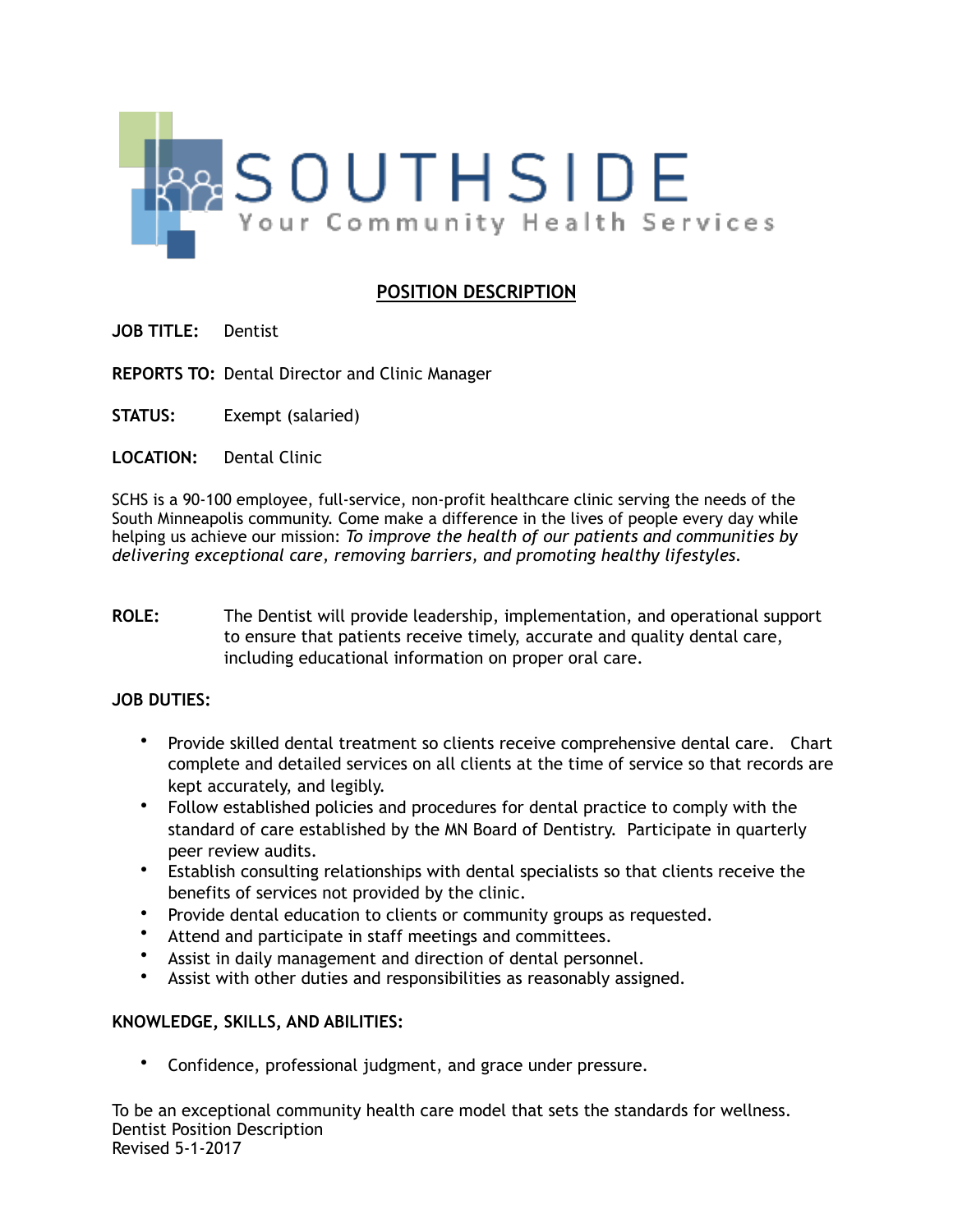SOUTHSIDE

Your Community Health Services

## POSITION DESCRIPTION

**JOB TITLE:** Dentist

**REPORTS TO:** Dental Director and Clinic Manager

**STATUS:** Exempt (salaried)

**LOCATION:** Dental Clinic

SCHS is a 90-100 employee, full-service, non-profit healthcare clinic serving the needs of the South Minneapolis community. Come make a difference in the lives of people every day while helping us achieve our mission: *To improve the health of our patients and communities by delivering exceptional care, removing barriers, and promoting healthy lifestyles.*

**ROLE:** The Dentist will provide leadership, implementation, and operational support to ensure that patients receive timely, accurate and quality dental care, including educational information on proper oral care.

**JOB DUTIES:**

- Provide skilled dental treatment so clients receive comprehensive dental care. Chart complete and detailed services on all clients at the time of service so that records are kept accurately, and legibly.
- Follow established policies and procedures for dental practice to comply with the standard of care established by the MN Board of Dentistry. Participate in quarterly peer review audits.
- Establish consulting relationships with dental specialists so that clients receive the benefits of services not provided by the clinic.
- Provide dental education to clients or community groups as requested.
- Attend and participate in staff meetings and committees.
- Assist in daily management and direction of dental personnel.
- Assist with other duties and responsibilities as reasonably assigned.

**KNOWLEDGE, SKILLS, AND ABILITIES:**

- Confidence, professional judgment, and grace under pressure.

To be an exceptional community health care model that sets the standards for wellness.
Dentist Position Description
Revised 5-1-2017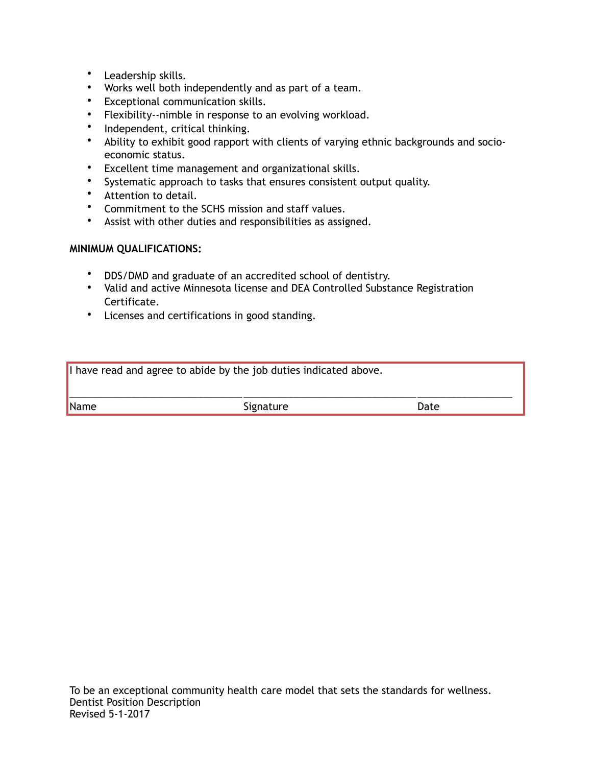- Leadership skills.
- Works well both independently and as part of a team.
- Exceptional communication skills.
- Flexibility--nimble in response to an evolving workload.
- Independent, critical thinking.
- Ability to exhibit good rapport with clients of varying ethnic backgrounds and socio-economic status.
- Excellent time management and organizational skills.
- Systematic approach to tasks that ensures consistent output quality.
- Attention to detail.
- Commitment to the SCHS mission and staff values.
- Assist with other duties and responsibilities as assigned.

**MINIMUM QUALIFICATIONS:**

- DDS/DMD and graduate of an accredited school of dentistry.
- Valid and active Minnesota license and DEA Controlled Substance Registration Certificate.
- Licenses and certifications in good standing.

I have read and agree to abide by the job duties indicated above.

| ______________________________ | ______________________________ | ________________ |
|---|---|---|
| Name | Signature | Date |

To be an exceptional community health care model that sets the standards for wellness.
Dentist Position Description
Revised 5-1-2017